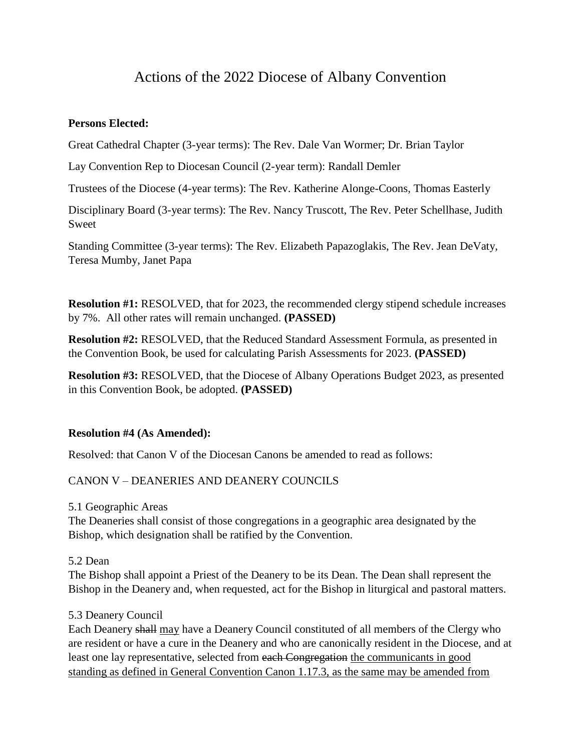# Actions of the 2022 Diocese of Albany Convention

**Persons Elected:**

Great Cathedral Chapter (3-year terms): The Rev. Dale Van Wormer; Dr. Brian Taylor

Lay Convention Rep to Diocesan Council (2-year term): Randall Demler

Trustees of the Diocese (4-year terms): The Rev. Katherine Alonge-Coons, Thomas Easterly

Disciplinary Board (3-year terms): The Rev. Nancy Truscott, The Rev. Peter Schellhase, Judith Sweet

Standing Committee (3-year terms): The Rev. Elizabeth Papazoglakis, The Rev. Jean DeVaty, Teresa Mumby, Janet Papa

**Resolution #1:** RESOLVED, that for 2023, the recommended clergy stipend schedule increases by 7%. All other rates will remain unchanged. **(PASSED)**

**Resolution #2:** RESOLVED, that the Reduced Standard Assessment Formula, as presented in the Convention Book, be used for calculating Parish Assessments for 2023. **(PASSED)**

**Resolution #3:** RESOLVED, that the Diocese of Albany Operations Budget 2023, as presented in this Convention Book, be adopted. **(PASSED)**

**Resolution #4 (As Amended):**

Resolved: that Canon V of the Diocesan Canons be amended to read as follows:

CANON V – DEANERIES AND DEANERY COUNCILS

5.1 Geographic Areas
The Deaneries shall consist of those congregations in a geographic area designated by the Bishop, which designation shall be ratified by the Convention.

5.2 Dean
The Bishop shall appoint a Priest of the Deanery to be its Dean. The Dean shall represent the Bishop in the Deanery and, when requested, act for the Bishop in liturgical and pastoral matters.

5.3 Deanery Council
Each Deanery ~~shall~~ <u>may</u> have a Deanery Council constituted of all members of the Clergy who are resident or have a cure in the Deanery and who are canonically resident in the Diocese, and at least one lay representative, selected from ~~each Congregation~~ <u>the communicants in good standing as defined in General Convention Canon 1.17.3, as the same may be amended from</u>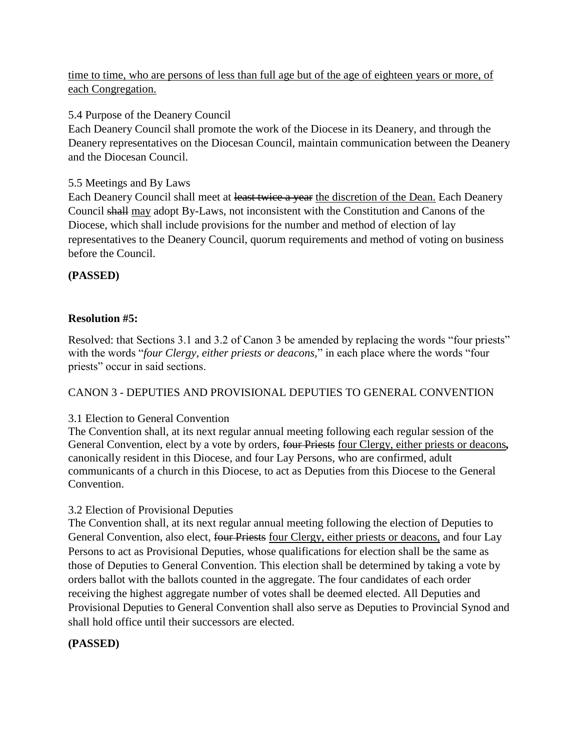<u>time to time, who are persons of less than full age but of the age of eighteen years or more, of each Congregation.</u>

5.4 Purpose of the Deanery Council
Each Deanery Council shall promote the work of the Diocese in its Deanery, and through the Deanery representatives on the Diocesan Council, maintain communication between the Deanery and the Diocesan Council.

5.5 Meetings and By Laws
Each Deanery Council shall meet at ~~least twice a year~~ <u>the discretion of the Dean.</u> Each Deanery Council ~~shall~~ <u>may</u> adopt By-Laws, not inconsistent with the Constitution and Canons of the Diocese, which shall include provisions for the number and method of election of lay representatives to the Deanery Council, quorum requirements and method of voting on business before the Council.

**(PASSED)**

**Resolution #5:**

Resolved: that Sections 3.1 and 3.2 of Canon 3 be amended by replacing the words "four priests" with the words "*four Clergy, either priests or deacons,*" in each place where the words "four priests" occur in said sections.

CANON 3 - DEPUTIES AND PROVISIONAL DEPUTIES TO GENERAL CONVENTION

3.1 Election to General Convention
The Convention shall, at its next regular annual meeting following each regular session of the General Convention, elect by a vote by orders, ~~four Priests~~ <u>four Clergy, either priests or deacons</u>**,** canonically resident in this Diocese, and four Lay Persons, who are confirmed, adult communicants of a church in this Diocese, to act as Deputies from this Diocese to the General Convention.

3.2 Election of Provisional Deputies
The Convention shall, at its next regular annual meeting following the election of Deputies to General Convention, also elect, ~~four Priests~~ <u>four Clergy, either priests or deacons,</u> and four Lay Persons to act as Provisional Deputies, whose qualifications for election shall be the same as those of Deputies to General Convention. This election shall be determined by taking a vote by orders ballot with the ballots counted in the aggregate. The four candidates of each order receiving the highest aggregate number of votes shall be deemed elected. All Deputies and Provisional Deputies to General Convention shall also serve as Deputies to Provincial Synod and shall hold office until their successors are elected.

**(PASSED)**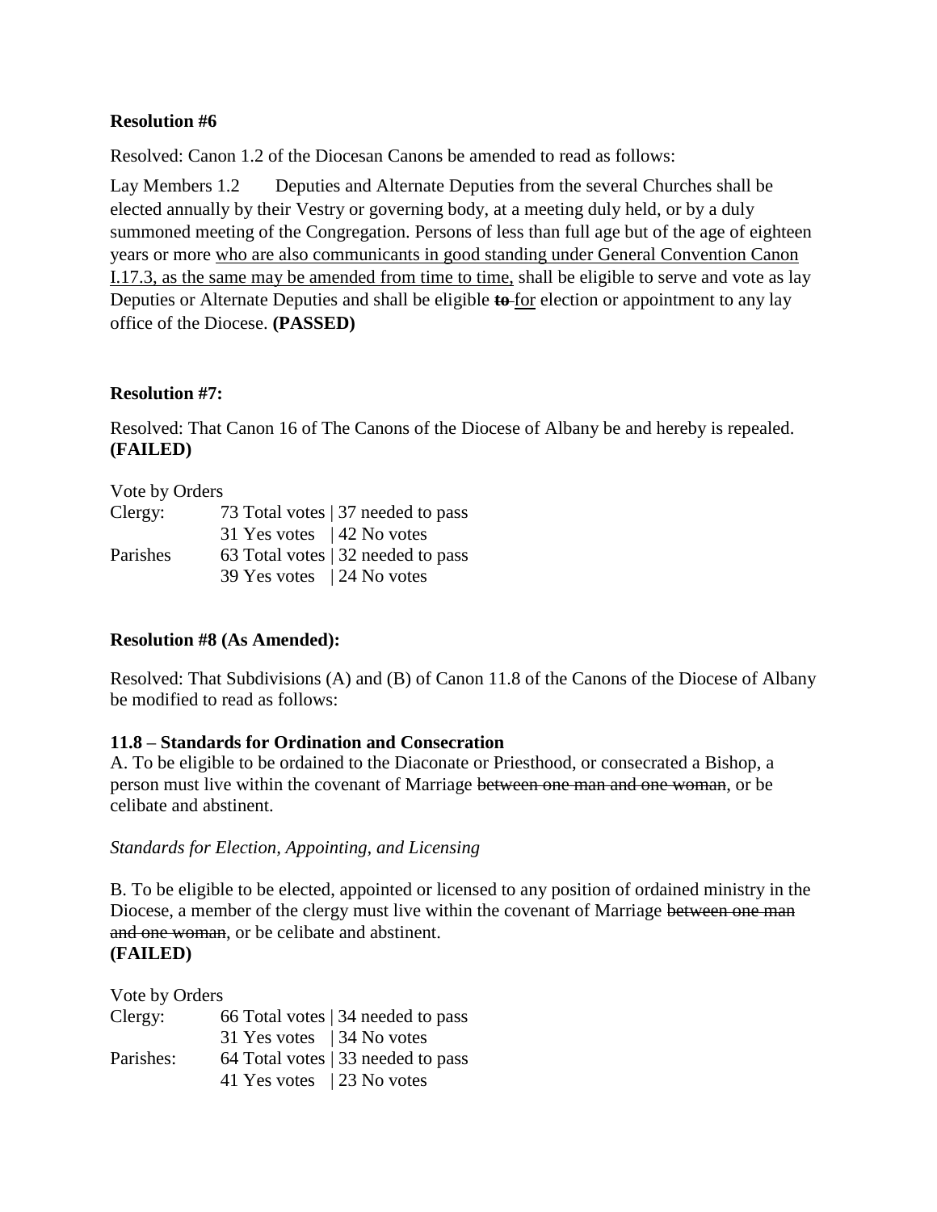**Resolution #6**

Resolved: Canon 1.2 of the Diocesan Canons be amended to read as follows:

Lay Members 1.2 Deputies and Alternate Deputies from the several Churches shall be elected annually by their Vestry or governing body, at a meeting duly held, or by a duly summoned meeting of the Congregation. Persons of less than full age but of the age of eighteen years or more <u>who are also communicants in good standing under General Convention Canon I.17.3, as the same may be amended from time to time,</u> shall be eligible to serve and vote as lay Deputies or Alternate Deputies and shall be eligible ~~to~~ <u>for</u> election or appointment to any lay office of the Diocese. **(PASSED)**

**Resolution #7:**

Resolved: That Canon 16 of The Canons of the Diocese of Albany be and hereby is repealed. **(FAILED)**

Vote by Orders

| | |
|---|---|
| Clergy: | 73 Total votes \| 37 needed to pass |
| | 31 Yes votes \| 42 No votes |
| Parishes | 63 Total votes \| 32 needed to pass |
| | 39 Yes votes \| 24 No votes |

**Resolution #8 (As Amended):**

Resolved: That Subdivisions (A) and (B) of Canon 11.8 of the Canons of the Diocese of Albany be modified to read as follows:

**11.8 – Standards for Ordination and Consecration**

A. To be eligible to be ordained to the Diaconate or Priesthood, or consecrated a Bishop, a person must live within the covenant of Marriage ~~between one man and one woman~~, or be celibate and abstinent.

*Standards for Election, Appointing, and Licensing*

B. To be eligible to be elected, appointed or licensed to any position of ordained ministry in the Diocese, a member of the clergy must live within the covenant of Marriage ~~between one man and one woman~~, or be celibate and abstinent.
**(FAILED)**

Vote by Orders

| | |
|---|---|
| Clergy: | 66 Total votes \| 34 needed to pass |
| | 31 Yes votes \| 34 No votes |
| Parishes: | 64 Total votes \| 33 needed to pass |
| | 41 Yes votes \| 23 No votes |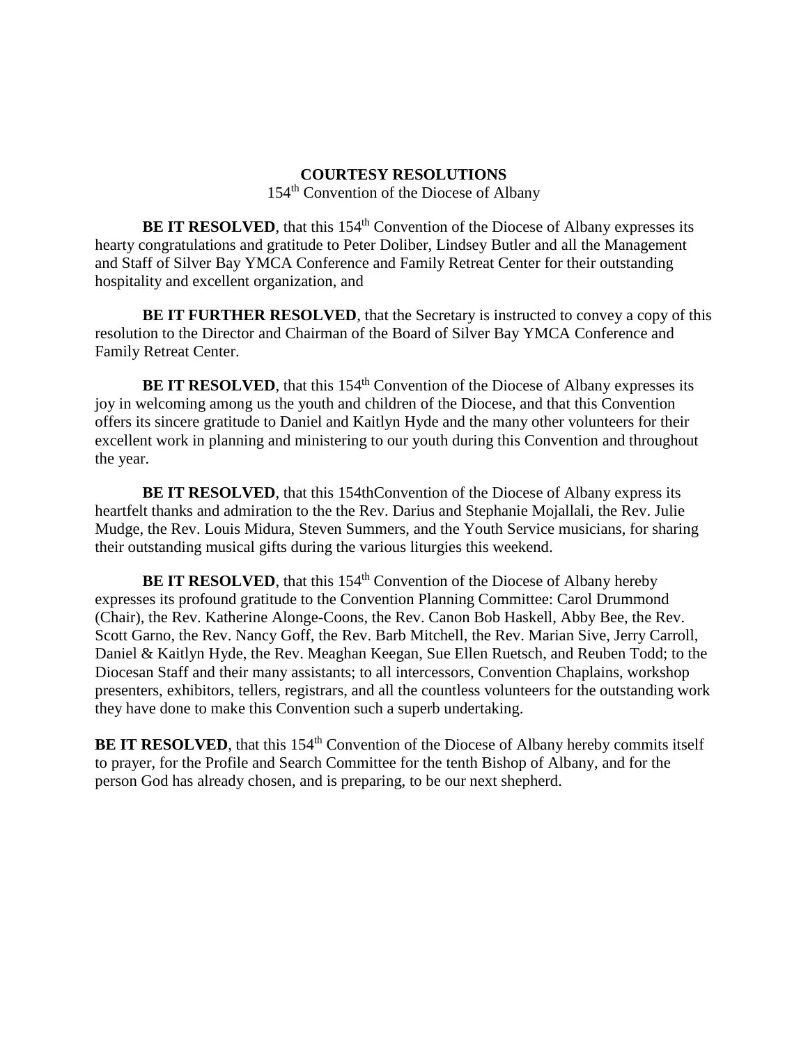**COURTESY RESOLUTIONS**

154th Convention of the Diocese of Albany

**BE IT RESOLVED**, that this 154th Convention of the Diocese of Albany expresses its hearty congratulations and gratitude to Peter Doliber, Lindsey Butler and all the Management and Staff of Silver Bay YMCA Conference and Family Retreat Center for their outstanding hospitality and excellent organization, and

**BE IT FURTHER RESOLVED**, that the Secretary is instructed to convey a copy of this resolution to the Director and Chairman of the Board of Silver Bay YMCA Conference and Family Retreat Center.

**BE IT RESOLVED**, that this 154th Convention of the Diocese of Albany expresses its joy in welcoming among us the youth and children of the Diocese, and that this Convention offers its sincere gratitude to Daniel and Kaitlyn Hyde and the many other volunteers for their excellent work in planning and ministering to our youth during this Convention and throughout the year.

**BE IT RESOLVED**, that this 154thConvention of the Diocese of Albany express its heartfelt thanks and admiration to the the Rev. Darius and Stephanie Mojallali, the Rev. Julie Mudge, the Rev. Louis Midura, Steven Summers, and the Youth Service musicians, for sharing their outstanding musical gifts during the various liturgies this weekend.

**BE IT RESOLVED**, that this 154th Convention of the Diocese of Albany hereby expresses its profound gratitude to the Convention Planning Committee: Carol Drummond (Chair), the Rev. Katherine Alonge-Coons, the Rev. Canon Bob Haskell, Abby Bee, the Rev. Scott Garno, the Rev. Nancy Goff, the Rev. Barb Mitchell, the Rev. Marian Sive, Jerry Carroll, Daniel & Kaitlyn Hyde, the Rev. Meaghan Keegan, Sue Ellen Ruetsch, and Reuben Todd; to the Diocesan Staff and their many assistants; to all intercessors, Convention Chaplains, workshop presenters, exhibitors, tellers, registrars, and all the countless volunteers for the outstanding work they have done to make this Convention such a superb undertaking.

**BE IT RESOLVED**, that this 154th Convention of the Diocese of Albany hereby commits itself to prayer, for the Profile and Search Committee for the tenth Bishop of Albany, and for the person God has already chosen, and is preparing, to be our next shepherd.